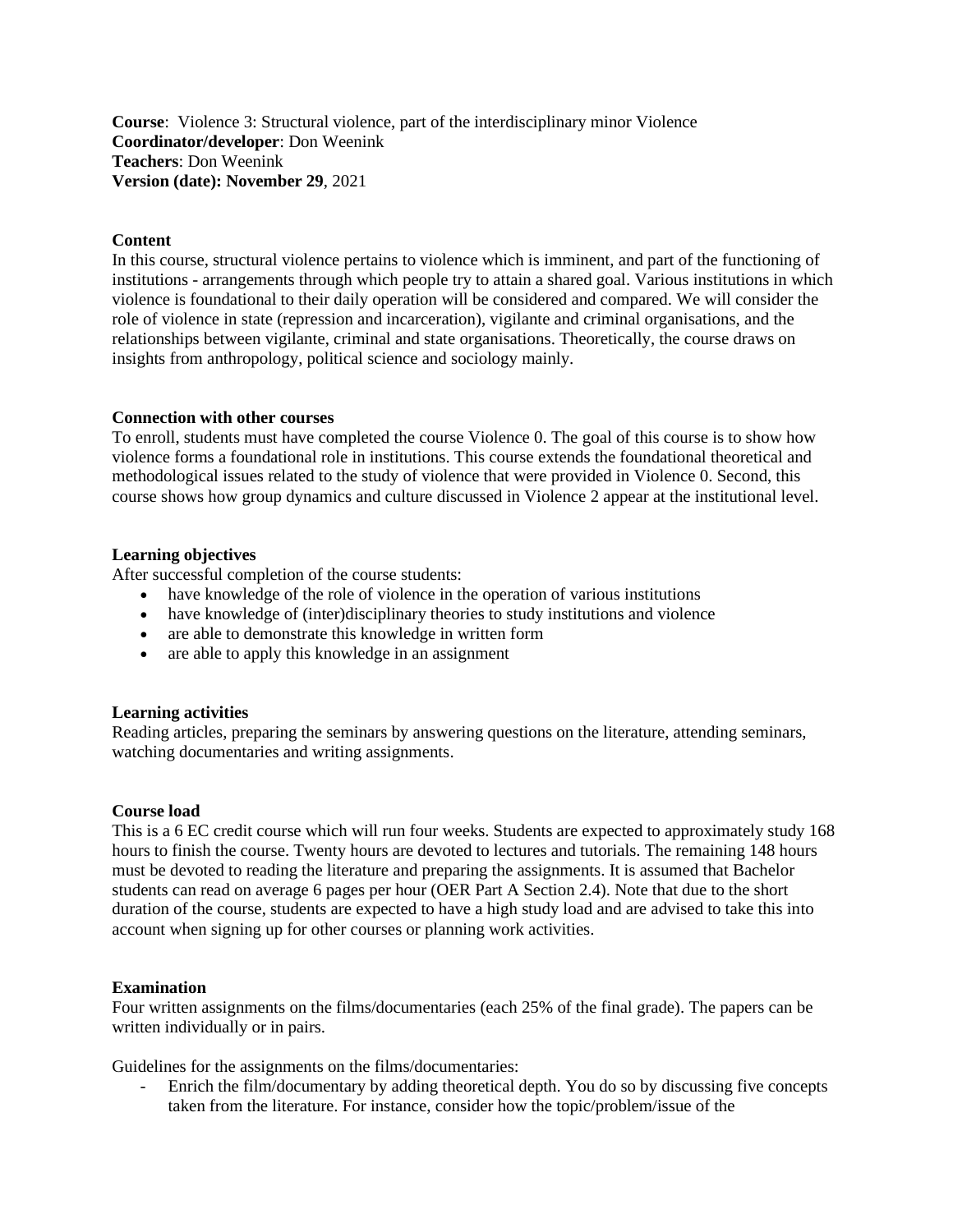**Course**: Violence 3: Structural violence, part of the interdisciplinary minor Violence
**Coordinator/developer**: Don Weenink
**Teachers**: Don Weenink
**Version (date): November 29**, 2021

### Content

In this course, structural violence pertains to violence which is imminent, and part of the functioning of institutions - arrangements through which people try to attain a shared goal. Various institutions in which violence is foundational to their daily operation will be considered and compared. We will consider the role of violence in state (repression and incarceration), vigilante and criminal organisations, and the relationships between vigilante, criminal and state organisations. Theoretically, the course draws on insights from anthropology, political science and sociology mainly.

### Connection with other courses

To enroll, students must have completed the course Violence 0. The goal of this course is to show how violence forms a foundational role in institutions. This course extends the foundational theoretical and methodological issues related to the study of violence that were provided in Violence 0. Second, this course shows how group dynamics and culture discussed in Violence 2 appear at the institutional level.

### Learning objectives

After successful completion of the course students:

- have knowledge of the role of violence in the operation of various institutions
- have knowledge of (inter)disciplinary theories to study institutions and violence
- are able to demonstrate this knowledge in written form
- are able to apply this knowledge in an assignment

### Learning activities

Reading articles, preparing the seminars by answering questions on the literature, attending seminars, watching documentaries and writing assignments.

### Course load

This is a 6 EC credit course which will run four weeks. Students are expected to approximately study 168 hours to finish the course. Twenty hours are devoted to lectures and tutorials. The remaining 148 hours must be devoted to reading the literature and preparing the assignments. It is assumed that Bachelor students can read on average 6 pages per hour (OER Part A Section 2.4). Note that due to the short duration of the course, students are expected to have a high study load and are advised to take this into account when signing up for other courses or planning work activities.

### Examination

Four written assignments on the films/documentaries (each 25% of the final grade). The papers can be written individually or in pairs.

Guidelines for the assignments on the films/documentaries:

- Enrich the film/documentary by adding theoretical depth. You do so by discussing five concepts taken from the literature. For instance, consider how the topic/problem/issue of the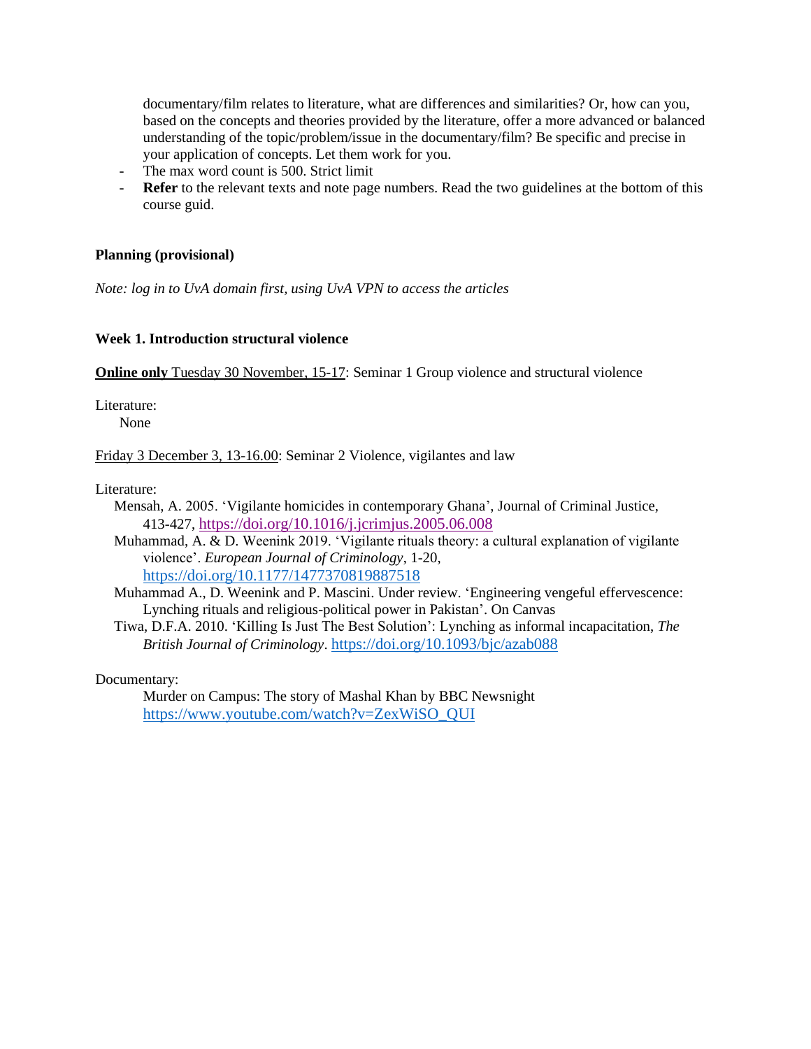documentary/film relates to literature, what are differences and similarities? Or, how can you, based on the concepts and theories provided by the literature, offer a more advanced or balanced understanding of the topic/problem/issue in the documentary/film? Be specific and precise in your application of concepts. Let them work for you.

- The max word count is 500. Strict limit
- **Refer** to the relevant texts and note page numbers. Read the two guidelines at the bottom of this course guid.

**Planning (provisional)**

*Note: log in to UvA domain first, using UvA VPN to access the articles*

**Week 1. Introduction structural violence**

**Online only** Tuesday 30 November, 15-17: Seminar 1 Group violence and structural violence

Literature:
None

Friday 3 December 3, 13-16.00: Seminar 2 Violence, vigilantes and law

Literature:

Mensah, A. 2005. 'Vigilante homicides in contemporary Ghana', Journal of Criminal Justice, 413-427, https://doi.org/10.1016/j.jcrimjus.2005.06.008

Muhammad, A. & D. Weenink 2019. 'Vigilante rituals theory: a cultural explanation of vigilante violence'. *European Journal of Criminology*, 1-20, https://doi.org/10.1177/1477370819887518

Muhammad A., D. Weenink and P. Mascini. Under review. 'Engineering vengeful effervescence: Lynching rituals and religious-political power in Pakistan'. On Canvas

Tiwa, D.F.A. 2010. 'Killing Is Just The Best Solution': Lynching as informal incapacitation, *The British Journal of Criminology*. https://doi.org/10.1093/bjc/azab088

Documentary:

Murder on Campus: The story of Mashal Khan by BBC Newsnight https://www.youtube.com/watch?v=ZexWiSO_QUI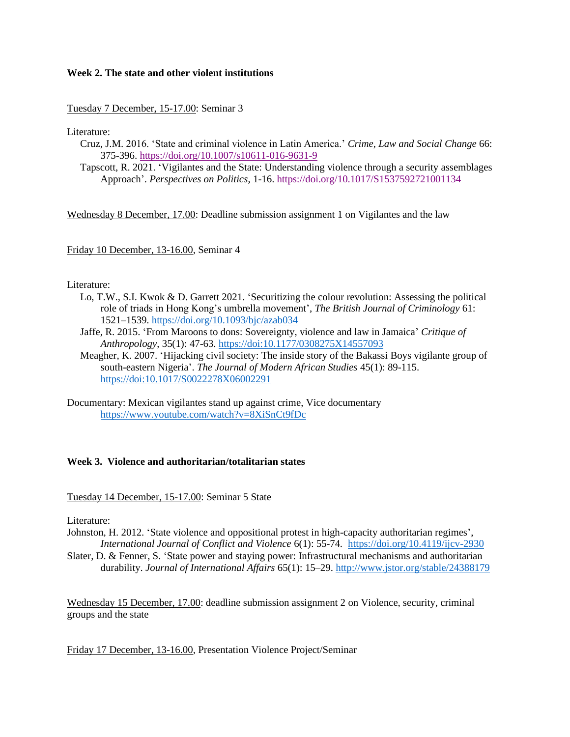**Week 2. The state and other violent institutions**

Tuesday 7 December, 15-17.00: Seminar 3

Literature:

- Cruz, J.M. 2016. 'State and criminal violence in Latin America.' *Crime, Law and Social Change* 66: 375-396. https://doi.org/10.1007/s10611-016-9631-9
- Tapscott, R. 2021. 'Vigilantes and the State: Understanding violence through a security assemblages Approach'. *Perspectives on Politics*, 1-16. https://doi.org/10.1017/S1537592721001134

Wednesday 8 December, 17.00: Deadline submission assignment 1 on Vigilantes and the law

Friday 10 December, 13-16.00, Seminar 4

Literature:

- Lo, T.W., S.I. Kwok & D. Garrett 2021. 'Securitizing the colour revolution: Assessing the political role of triads in Hong Kong's umbrella movement', *The British Journal of Criminology* 61: 1521–1539. https://doi.org/10.1093/bjc/azab034
- Jaffe, R. 2015. 'From Maroons to dons: Sovereignty, violence and law in Jamaica' *Critique of Anthropology*, 35(1): 47-63. https://doi:10.1177/0308275X14557093
- Meagher, K. 2007. 'Hijacking civil society: The inside story of the Bakassi Boys vigilante group of south-eastern Nigeria'. *The Journal of Modern African Studies* 45(1): 89-115. https://doi:10.1017/S0022278X06002291

Documentary: Mexican vigilantes stand up against crime, Vice documentary https://www.youtube.com/watch?v=8XiSnCt9fDc

**Week 3. Violence and authoritarian/totalitarian states**

Tuesday 14 December, 15-17.00: Seminar 5 State

Literature:

Johnston, H. 2012. 'State violence and oppositional protest in high-capacity authoritarian regimes', *International Journal of Conflict and Violence* 6(1): 55-74. https://doi.org/10.4119/ijcv-2930

Slater, D. & Fenner, S. 'State power and staying power: Infrastructural mechanisms and authoritarian durability. *Journal of International Affairs* 65(1): 15–29. http://www.jstor.org/stable/24388179

Wednesday 15 December, 17.00: deadline submission assignment 2 on Violence, security, criminal groups and the state

Friday 17 December, 13-16.00, Presentation Violence Project/Seminar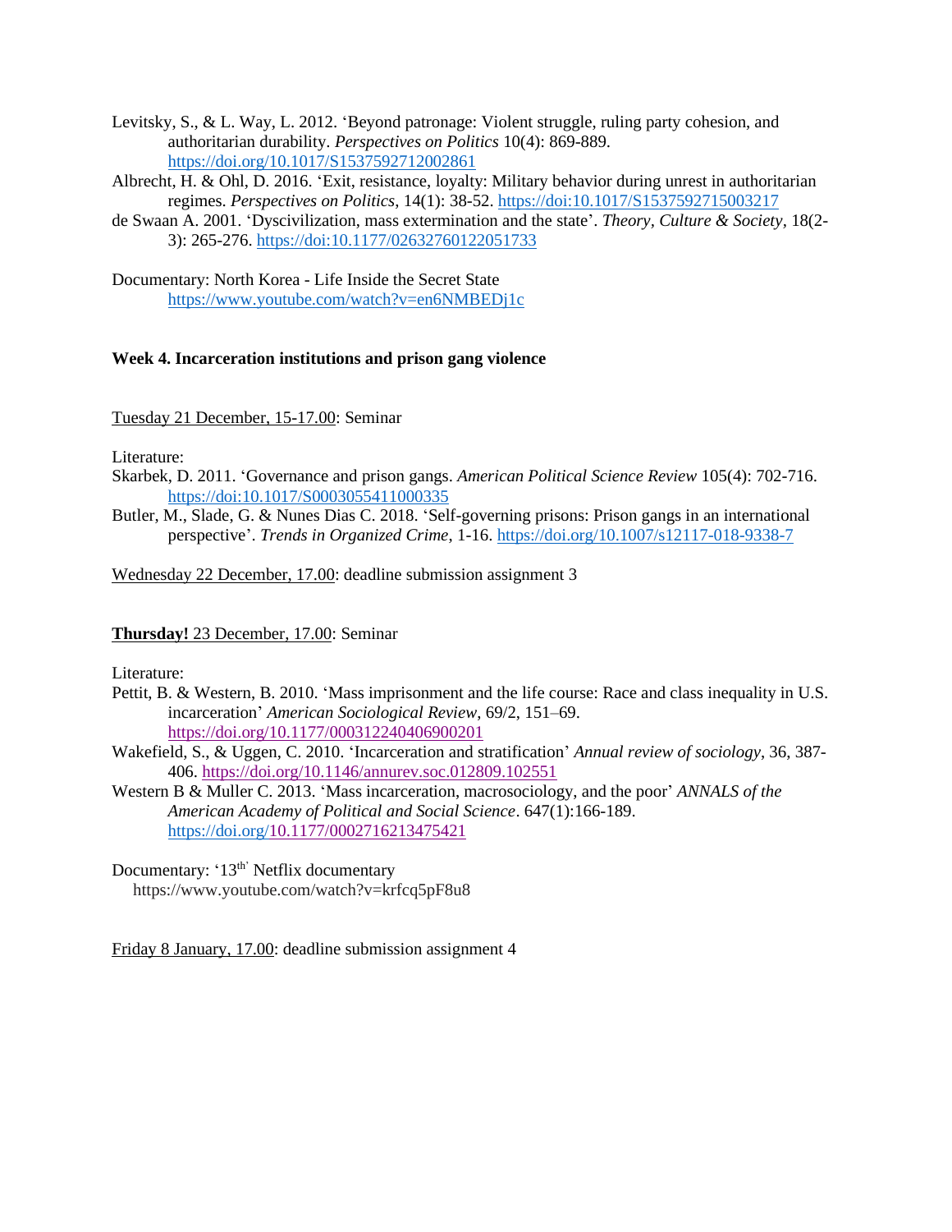Levitsky, S., & L. Way, L. 2012. 'Beyond patronage: Violent struggle, ruling party cohesion, and authoritarian durability. *Perspectives on Politics* 10(4): 869-889. https://doi.org/10.1017/S1537592712002861

Albrecht, H. & Ohl, D. 2016. 'Exit, resistance, loyalty: Military behavior during unrest in authoritarian regimes. *Perspectives on Politics*, 14(1): 38-52. https://doi:10.1017/S1537592715003217

de Swaan A. 2001. 'Dyscivilization, mass extermination and the state'. *Theory, Culture & Society*, 18(2-3): 265-276. https://doi:10.1177/02632760122051733

Documentary: North Korea - Life Inside the Secret State
https://www.youtube.com/watch?v=en6NMBEDj1c

**Week 4. Incarceration institutions and prison gang violence**

Tuesday 21 December, 15-17.00: Seminar

Literature:

Skarbek, D. 2011. 'Governance and prison gangs. *American Political Science Review* 105(4): 702-716. https://doi:10.1017/S0003055411000335

Butler, M., Slade, G. & Nunes Dias C. 2018. 'Self-governing prisons: Prison gangs in an international perspective'. *Trends in Organized Crime*, 1-16. https://doi.org/10.1007/s12117-018-9338-7

Wednesday 22 December, 17.00: deadline submission assignment 3

**Thursday!** 23 December, 17.00: Seminar

Literature:

Pettit, B. & Western, B. 2010. 'Mass imprisonment and the life course: Race and class inequality in U.S. incarceration' *American Sociological Review*, 69/2, 151–69. https://doi.org/10.1177/000312240406900201

Wakefield, S., & Uggen, C. 2010. 'Incarceration and stratification' *Annual review of sociology*, 36, 387-406. https://doi.org/10.1146/annurev.soc.012809.102551

Western B & Muller C. 2013. 'Mass incarceration, macrosociology, and the poor' *ANNALS of the American Academy of Political and Social Science*. 647(1):166-189. https://doi.org/10.1177/0002716213475421

Documentary: '13th' Netflix documentary
https://www.youtube.com/watch?v=krfcq5pF8u8

Friday 8 January, 17.00: deadline submission assignment 4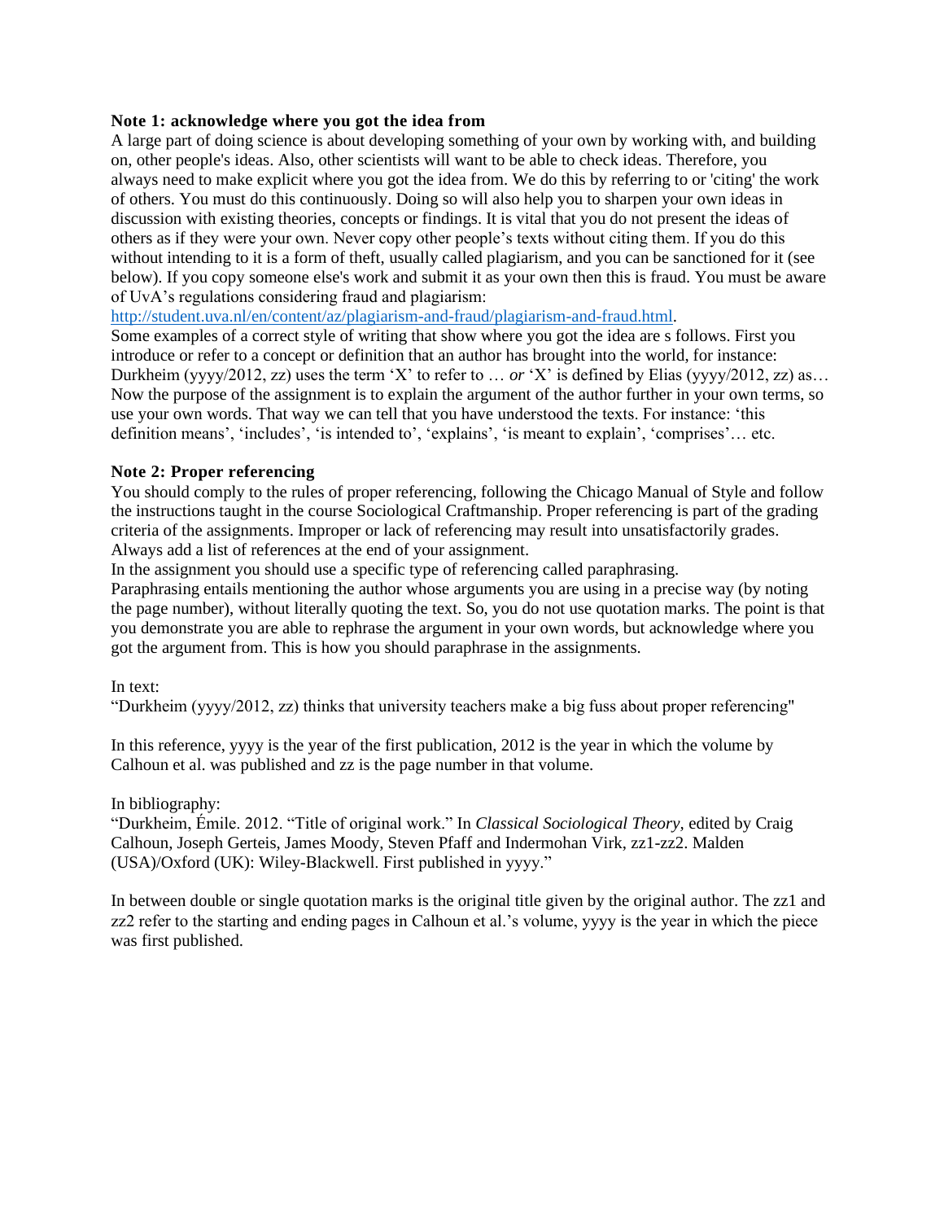**Note 1: acknowledge where you got the idea from**

A large part of doing science is about developing something of your own by working with, and building on, other people's ideas. Also, other scientists will want to be able to check ideas. Therefore, you always need to make explicit where you got the idea from. We do this by referring to or 'citing' the work of others. You must do this continuously. Doing so will also help you to sharpen your own ideas in discussion with existing theories, concepts or findings. It is vital that you do not present the ideas of others as if they were your own. Never copy other people's texts without citing them. If you do this without intending to it is a form of theft, usually called plagiarism, and you can be sanctioned for it (see below). If you copy someone else's work and submit it as your own then this is fraud. You must be aware of UvA's regulations considering fraud and plagiarism: http://student.uva.nl/en/content/az/plagiarism-and-fraud/plagiarism-and-fraud.html.

Some examples of a correct style of writing that show where you got the idea are s follows. First you introduce or refer to a concept or definition that an author has brought into the world, for instance: Durkheim (yyyy/2012, zz) uses the term 'X' to refer to … *or* 'X' is defined by Elias (yyyy/2012, zz) as… Now the purpose of the assignment is to explain the argument of the author further in your own terms, so use your own words. That way we can tell that you have understood the texts. For instance: 'this definition means', 'includes', 'is intended to', 'explains', 'is meant to explain', 'comprises'… etc.

**Note 2: Proper referencing**

You should comply to the rules of proper referencing, following the Chicago Manual of Style and follow the instructions taught in the course Sociological Craftmanship. Proper referencing is part of the grading criteria of the assignments. Improper or lack of referencing may result into unsatisfactorily grades. Always add a list of references at the end of your assignment.

In the assignment you should use a specific type of referencing called paraphrasing.

Paraphrasing entails mentioning the author whose arguments you are using in a precise way (by noting the page number), without literally quoting the text. So, you do not use quotation marks. The point is that you demonstrate you are able to rephrase the argument in your own words, but acknowledge where you got the argument from. This is how you should paraphrase in the assignments.

In text:

"Durkheim (yyyy/2012, zz) thinks that university teachers make a big fuss about proper referencing"

In this reference, yyyy is the year of the first publication, 2012 is the year in which the volume by Calhoun et al. was published and zz is the page number in that volume.

In bibliography:

"Durkheim, Émile. 2012. "Title of original work." In *Classical Sociological Theory,* edited by Craig Calhoun, Joseph Gerteis, James Moody, Steven Pfaff and Indermohan Virk, zz1-zz2. Malden (USA)/Oxford (UK): Wiley-Blackwell. First published in yyyy."

In between double or single quotation marks is the original title given by the original author. The zz1 and zz2 refer to the starting and ending pages in Calhoun et al.'s volume, yyyy is the year in which the piece was first published.